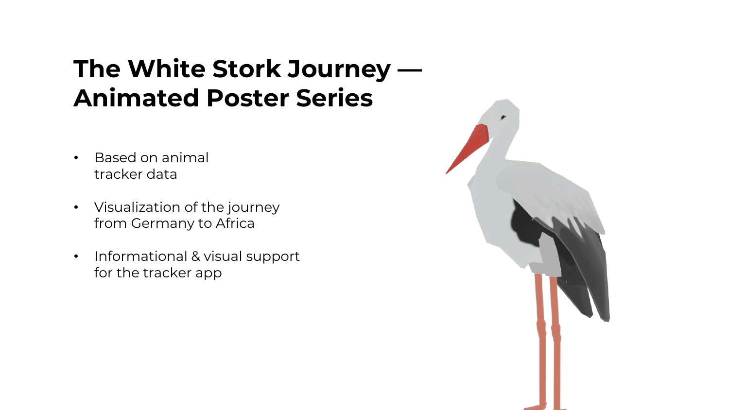# The White Stork Journey — Animated Poster Series

- Based on animal tracker data
- Visualization of the journey from Germany to Africa
- Informational & visual support for the tracker app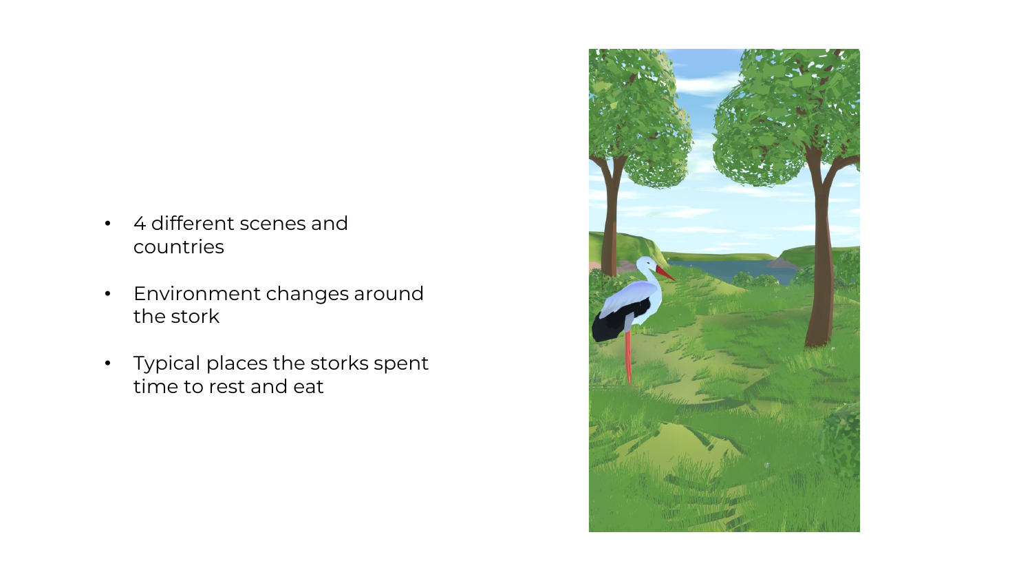- 4 different scenes and countries
- Environment changes around the stork
- Typical places the storks spent time to rest and eat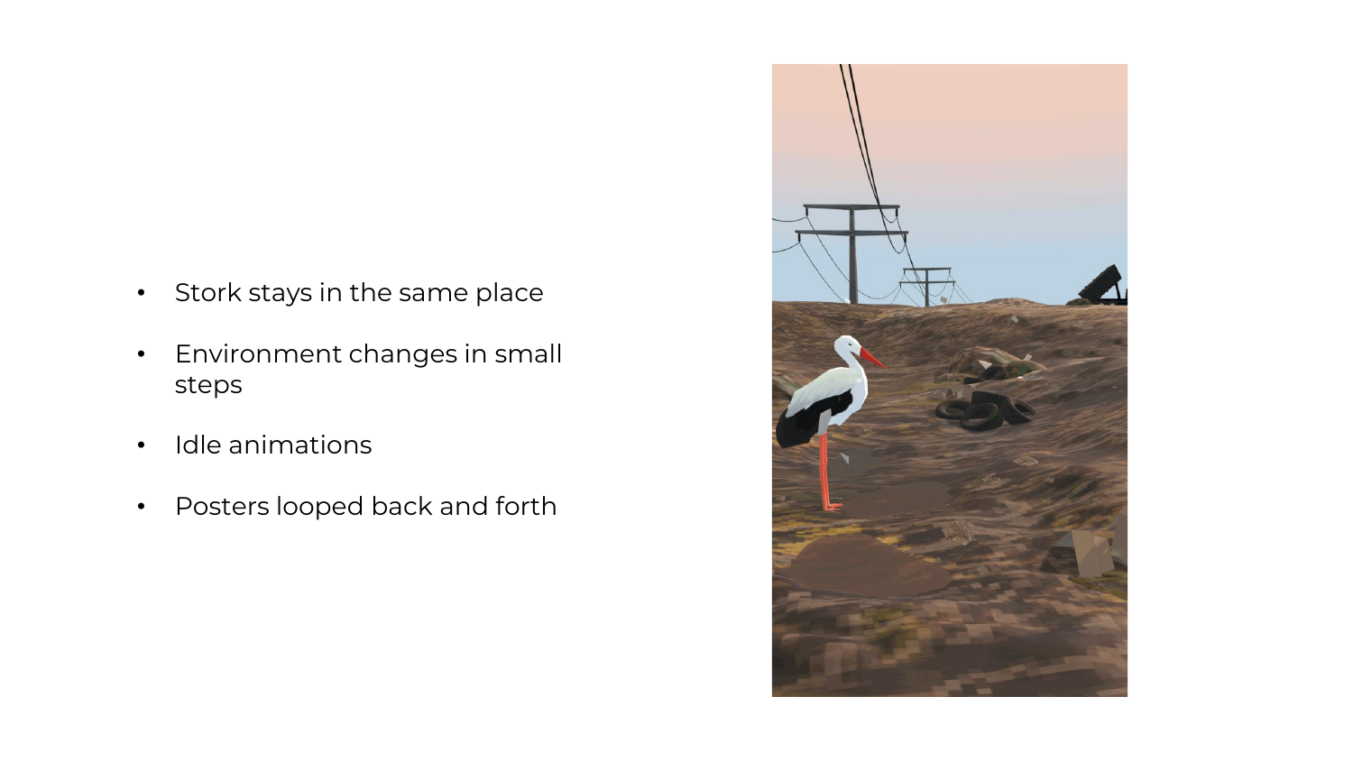- Stork stays in the same place
- Environment changes in small steps
- Idle animations
- Posters looped back and forth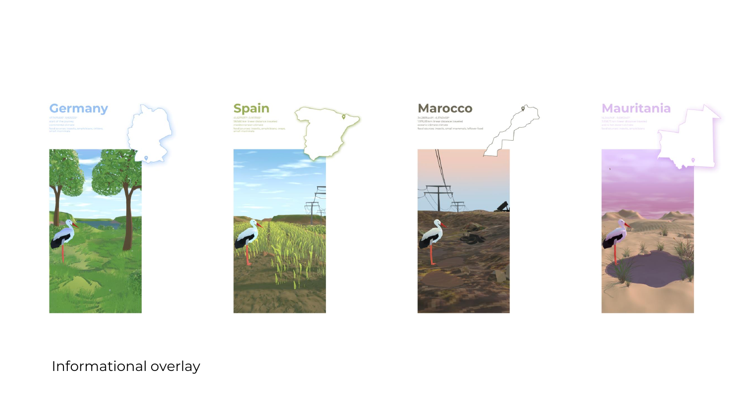Germany

Spain

Marocco

Mauritania

Informational overlay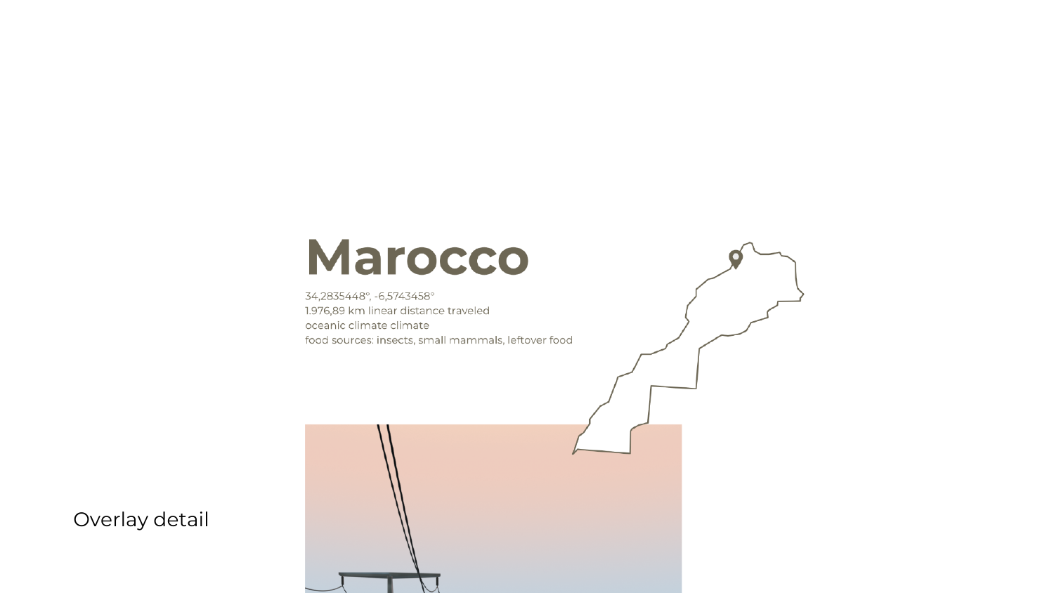# Marocco

34,2835448°, -6,5743458°
1.976,89 km linear distance traveled
oceanic climate climate
food sources: insects, small mammals, leftover food

Overlay detail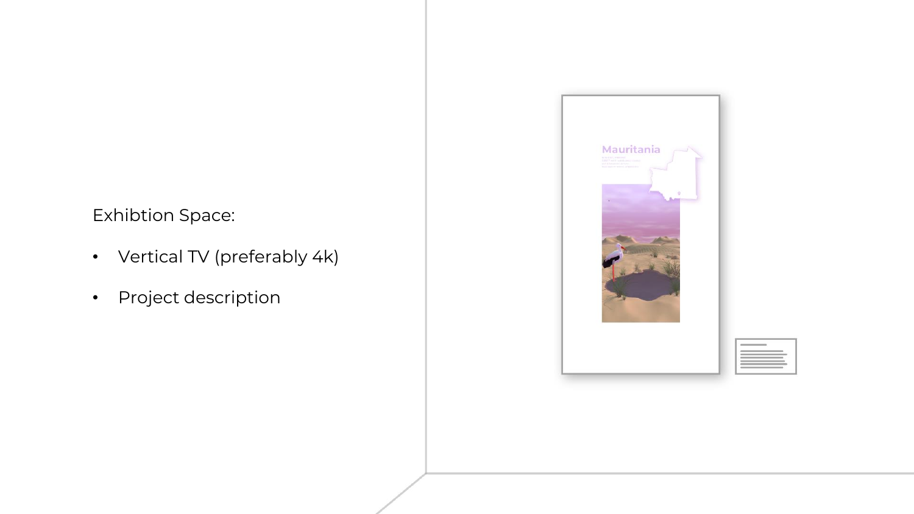Exhibtion Space:

- Vertical TV (preferably 4k)
- Project description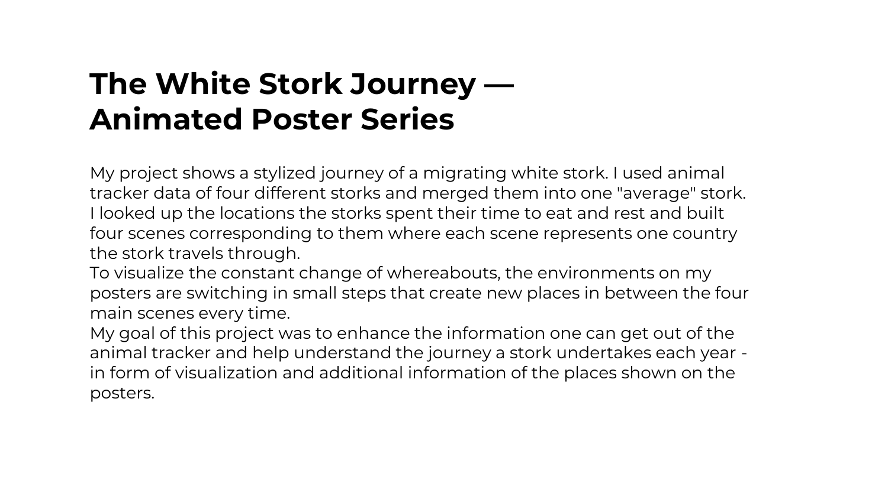# The White Stork Journey — Animated Poster Series

My project shows a stylized journey of a migrating white stork. I used animal tracker data of four different storks and merged them into one "average" stork. I looked up the locations the storks spent their time to eat and rest and built four scenes corresponding to them where each scene represents one country the stork travels through.
To visualize the constant change of whereabouts, the environments on my posters are switching in small steps that create new places in between the four main scenes every time.
My goal of this project was to enhance the information one can get out of the animal tracker and help understand the journey a stork undertakes each year - in form of visualization and additional information of the places shown on the posters.